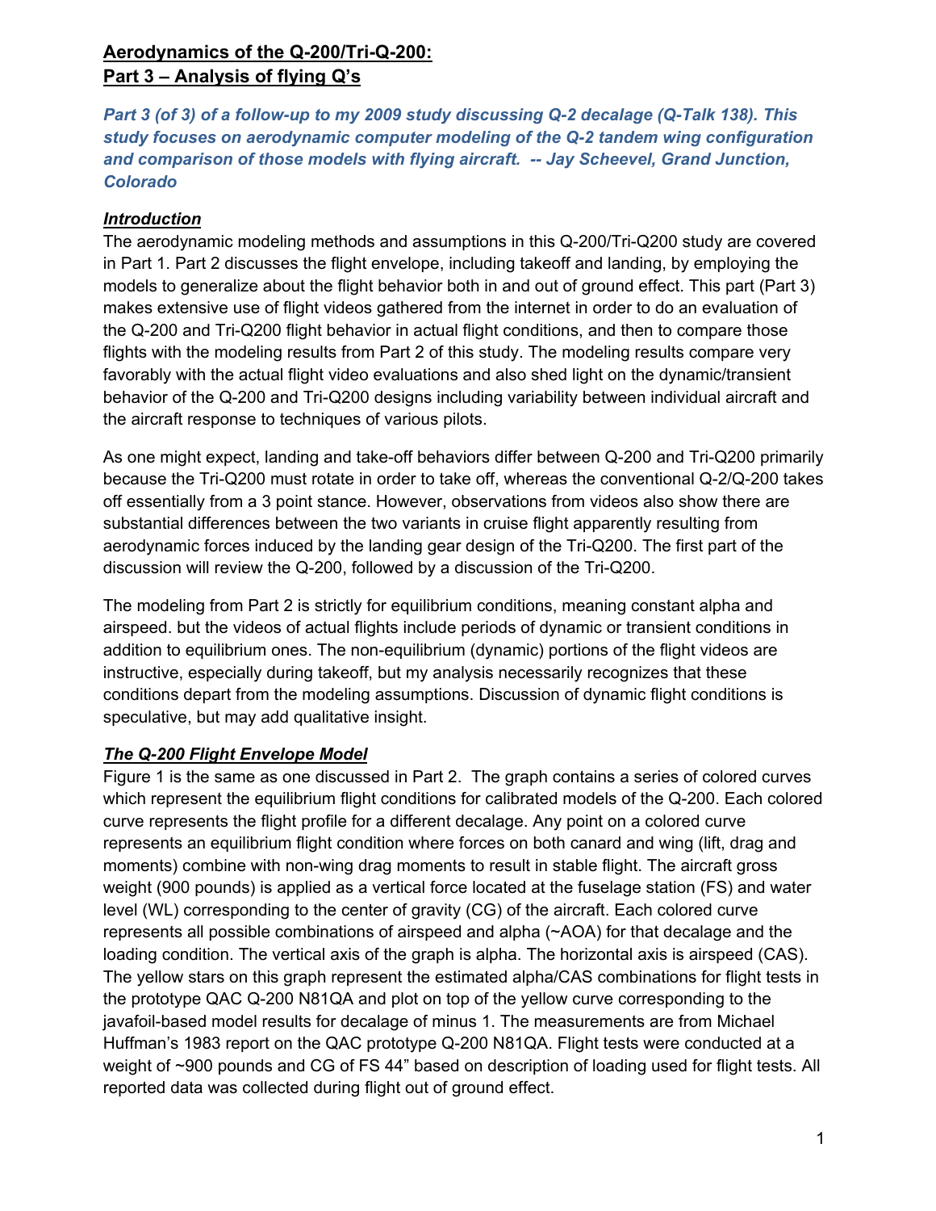## Aerodynamics of the Q-200/Tri-Q-200: Part 3 – Analysis of flying Q's

***Part 3 (of 3) of a follow-up to my 2009 study discussing Q-2 decalage (Q-Talk 138). This study focuses on aerodynamic computer modeling of the Q-2 tandem wing configuration and comparison of those models with flying aircraft. -- Jay Scheevel, Grand Junction, Colorado***

### *Introduction*

The aerodynamic modeling methods and assumptions in this Q-200/Tri-Q200 study are covered in Part 1. Part 2 discusses the flight envelope, including takeoff and landing, by employing the models to generalize about the flight behavior both in and out of ground effect. This part (Part 3) makes extensive use of flight videos gathered from the internet in order to do an evaluation of the Q-200 and Tri-Q200 flight behavior in actual flight conditions, and then to compare those flights with the modeling results from Part 2 of this study. The modeling results compare very favorably with the actual flight video evaluations and also shed light on the dynamic/transient behavior of the Q-200 and Tri-Q200 designs including variability between individual aircraft and the aircraft response to techniques of various pilots.

As one might expect, landing and take-off behaviors differ between Q-200 and Tri-Q200 primarily because the Tri-Q200 must rotate in order to take off, whereas the conventional Q-2/Q-200 takes off essentially from a 3 point stance. However, observations from videos also show there are substantial differences between the two variants in cruise flight apparently resulting from aerodynamic forces induced by the landing gear design of the Tri-Q200. The first part of the discussion will review the Q-200, followed by a discussion of the Tri-Q200.

The modeling from Part 2 is strictly for equilibrium conditions, meaning constant alpha and airspeed. but the videos of actual flights include periods of dynamic or transient conditions in addition to equilibrium ones. The non-equilibrium (dynamic) portions of the flight videos are instructive, especially during takeoff, but my analysis necessarily recognizes that these conditions depart from the modeling assumptions. Discussion of dynamic flight conditions is speculative, but may add qualitative insight.

### *The Q-200 Flight Envelope Model*

Figure 1 is the same as one discussed in Part 2. The graph contains a series of colored curves which represent the equilibrium flight conditions for calibrated models of the Q-200. Each colored curve represents the flight profile for a different decalage. Any point on a colored curve represents an equilibrium flight condition where forces on both canard and wing (lift, drag and moments) combine with non-wing drag moments to result in stable flight. The aircraft gross weight (900 pounds) is applied as a vertical force located at the fuselage station (FS) and water level (WL) corresponding to the center of gravity (CG) of the aircraft. Each colored curve represents all possible combinations of airspeed and alpha (~AOA) for that decalage and the loading condition. The vertical axis of the graph is alpha. The horizontal axis is airspeed (CAS). The yellow stars on this graph represent the estimated alpha/CAS combinations for flight tests in the prototype QAC Q-200 N81QA and plot on top of the yellow curve corresponding to the javafoil-based model results for decalage of minus 1. The measurements are from Michael Huffman's 1983 report on the QAC prototype Q-200 N81QA. Flight tests were conducted at a weight of ~900 pounds and CG of FS 44" based on description of loading used for flight tests. All reported data was collected during flight out of ground effect.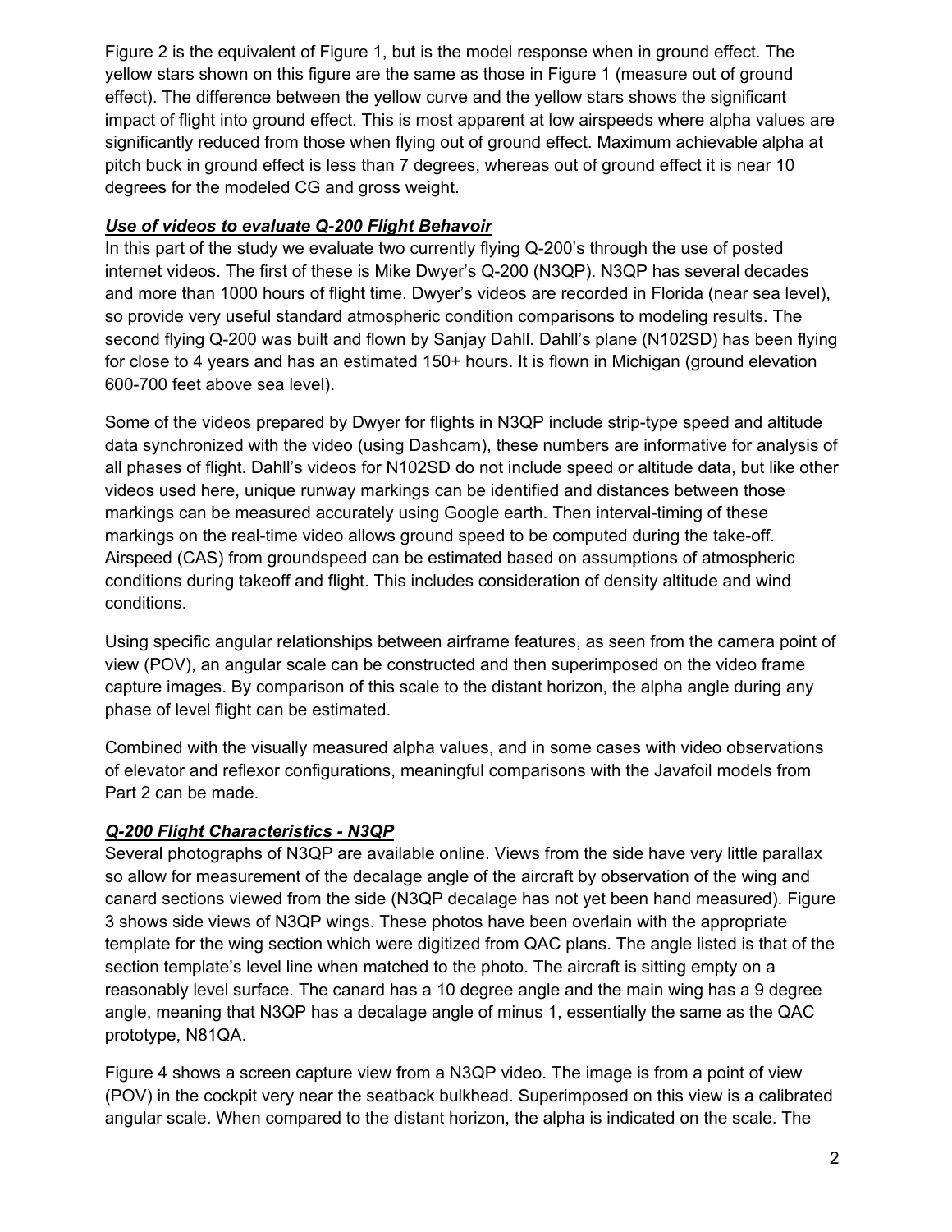Figure 2 is the equivalent of Figure 1, but is the model response when in ground effect. The yellow stars shown on this figure are the same as those in Figure 1 (measure out of ground effect). The difference between the yellow curve and the yellow stars shows the significant impact of flight into ground effect. This is most apparent at low airspeeds where alpha values are significantly reduced from those when flying out of ground effect. Maximum achievable alpha at pitch buck in ground effect is less than 7 degrees, whereas out of ground effect it is near 10 degrees for the modeled CG and gross weight.

***Use of videos to evaluate Q-200 Flight Behavoir***

In this part of the study we evaluate two currently flying Q-200's through the use of posted internet videos. The first of these is Mike Dwyer's Q-200 (N3QP). N3QP has several decades and more than 1000 hours of flight time. Dwyer's videos are recorded in Florida (near sea level), so provide very useful standard atmospheric condition comparisons to modeling results. The second flying Q-200 was built and flown by Sanjay Dahll. Dahll's plane (N102SD) has been flying for close to 4 years and has an estimated 150+ hours. It is flown in Michigan (ground elevation 600-700 feet above sea level).

Some of the videos prepared by Dwyer for flights in N3QP include strip-type speed and altitude data synchronized with the video (using Dashcam), these numbers are informative for analysis of all phases of flight. Dahll's videos for N102SD do not include speed or altitude data, but like other videos used here, unique runway markings can be identified and distances between those markings can be measured accurately using Google earth. Then interval-timing of these markings on the real-time video allows ground speed to be computed during the take-off. Airspeed (CAS) from groundspeed can be estimated based on assumptions of atmospheric conditions during takeoff and flight. This includes consideration of density altitude and wind conditions.

Using specific angular relationships between airframe features, as seen from the camera point of view (POV), an angular scale can be constructed and then superimposed on the video frame capture images. By comparison of this scale to the distant horizon, the alpha angle during any phase of level flight can be estimated.

Combined with the visually measured alpha values, and in some cases with video observations of elevator and reflexor configurations, meaningful comparisons with the Javafoil models from Part 2 can be made.

***Q-200 Flight Characteristics - N3QP***

Several photographs of N3QP are available online. Views from the side have very little parallax so allow for measurement of the decalage angle of the aircraft by observation of the wing and canard sections viewed from the side (N3QP decalage has not yet been hand measured). Figure 3 shows side views of N3QP wings. These photos have been overlain with the appropriate template for the wing section which were digitized from QAC plans. The angle listed is that of the section template's level line when matched to the photo. The aircraft is sitting empty on a reasonably level surface. The canard has a 10 degree angle and the main wing has a 9 degree angle, meaning that N3QP has a decalage angle of minus 1, essentially the same as the QAC prototype, N81QA.

Figure 4 shows a screen capture view from a N3QP video. The image is from a point of view (POV) in the cockpit very near the seatback bulkhead. Superimposed on this view is a calibrated angular scale. When compared to the distant horizon, the alpha is indicated on the scale. The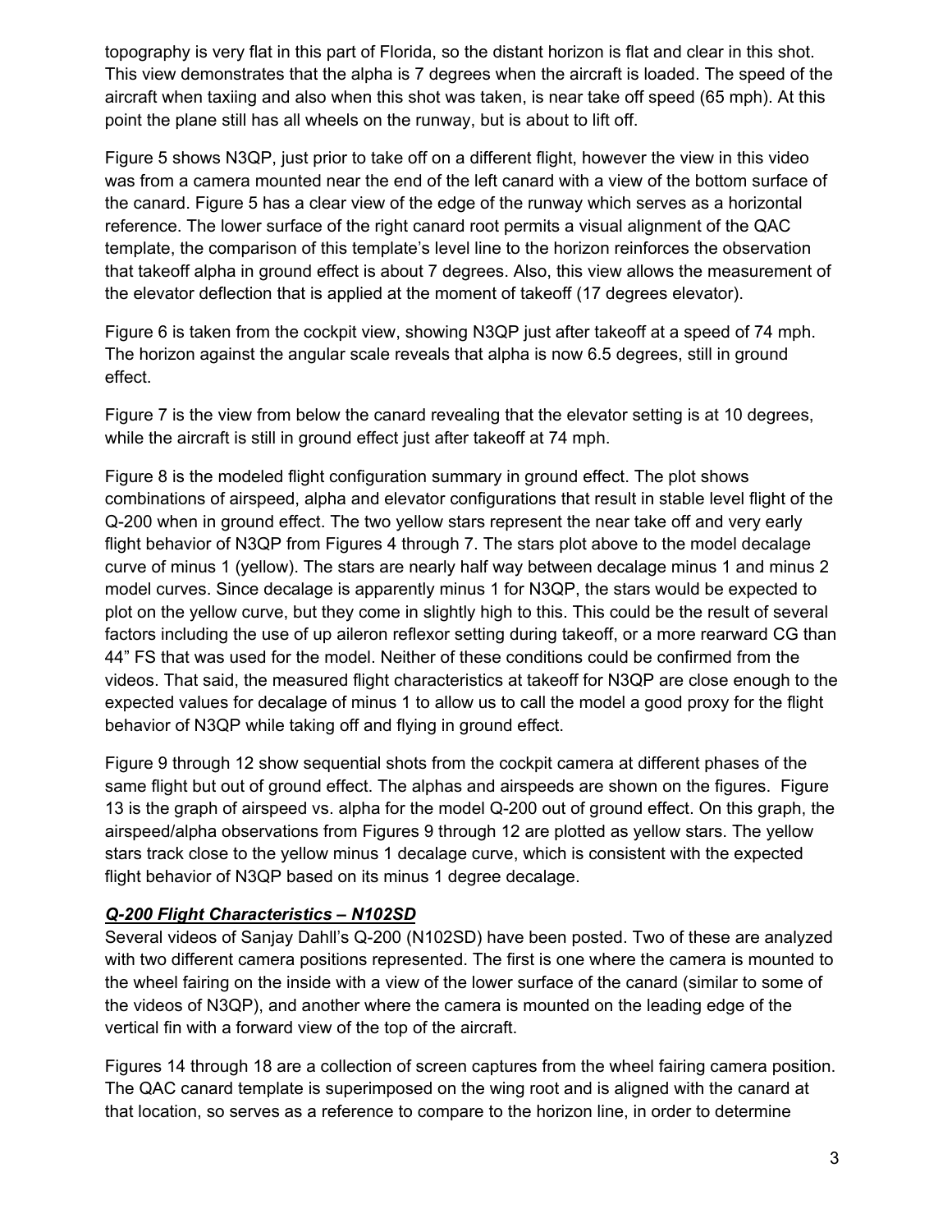topography is very flat in this part of Florida, so the distant horizon is flat and clear in this shot. This view demonstrates that the alpha is 7 degrees when the aircraft is loaded. The speed of the aircraft when taxiing and also when this shot was taken, is near take off speed (65 mph). At this point the plane still has all wheels on the runway, but is about to lift off.

Figure 5 shows N3QP, just prior to take off on a different flight, however the view in this video was from a camera mounted near the end of the left canard with a view of the bottom surface of the canard. Figure 5 has a clear view of the edge of the runway which serves as a horizontal reference. The lower surface of the right canard root permits a visual alignment of the QAC template, the comparison of this template's level line to the horizon reinforces the observation that takeoff alpha in ground effect is about 7 degrees. Also, this view allows the measurement of the elevator deflection that is applied at the moment of takeoff (17 degrees elevator).

Figure 6 is taken from the cockpit view, showing N3QP just after takeoff at a speed of 74 mph. The horizon against the angular scale reveals that alpha is now 6.5 degrees, still in ground effect.

Figure 7 is the view from below the canard revealing that the elevator setting is at 10 degrees, while the aircraft is still in ground effect just after takeoff at 74 mph.

Figure 8 is the modeled flight configuration summary in ground effect. The plot shows combinations of airspeed, alpha and elevator configurations that result in stable level flight of the Q-200 when in ground effect. The two yellow stars represent the near take off and very early flight behavior of N3QP from Figures 4 through 7. The stars plot above to the model decalage curve of minus 1 (yellow). The stars are nearly half way between decalage minus 1 and minus 2 model curves. Since decalage is apparently minus 1 for N3QP, the stars would be expected to plot on the yellow curve, but they come in slightly high to this. This could be the result of several factors including the use of up aileron reflexor setting during takeoff, or a more rearward CG than 44" FS that was used for the model. Neither of these conditions could be confirmed from the videos. That said, the measured flight characteristics at takeoff for N3QP are close enough to the expected values for decalage of minus 1 to allow us to call the model a good proxy for the flight behavior of N3QP while taking off and flying in ground effect.

Figure 9 through 12 show sequential shots from the cockpit camera at different phases of the same flight but out of ground effect. The alphas and airspeeds are shown on the figures. Figure 13 is the graph of airspeed vs. alpha for the model Q-200 out of ground effect. On this graph, the airspeed/alpha observations from Figures 9 through 12 are plotted as yellow stars. The yellow stars track close to the yellow minus 1 decalage curve, which is consistent with the expected flight behavior of N3QP based on its minus 1 degree decalage.

***Q-200 Flight Characteristics – N102SD***

Several videos of Sanjay Dahll's Q-200 (N102SD) have been posted. Two of these are analyzed with two different camera positions represented. The first is one where the camera is mounted to the wheel fairing on the inside with a view of the lower surface of the canard (similar to some of the videos of N3QP), and another where the camera is mounted on the leading edge of the vertical fin with a forward view of the top of the aircraft.

Figures 14 through 18 are a collection of screen captures from the wheel fairing camera position. The QAC canard template is superimposed on the wing root and is aligned with the canard at that location, so serves as a reference to compare to the horizon line, in order to determine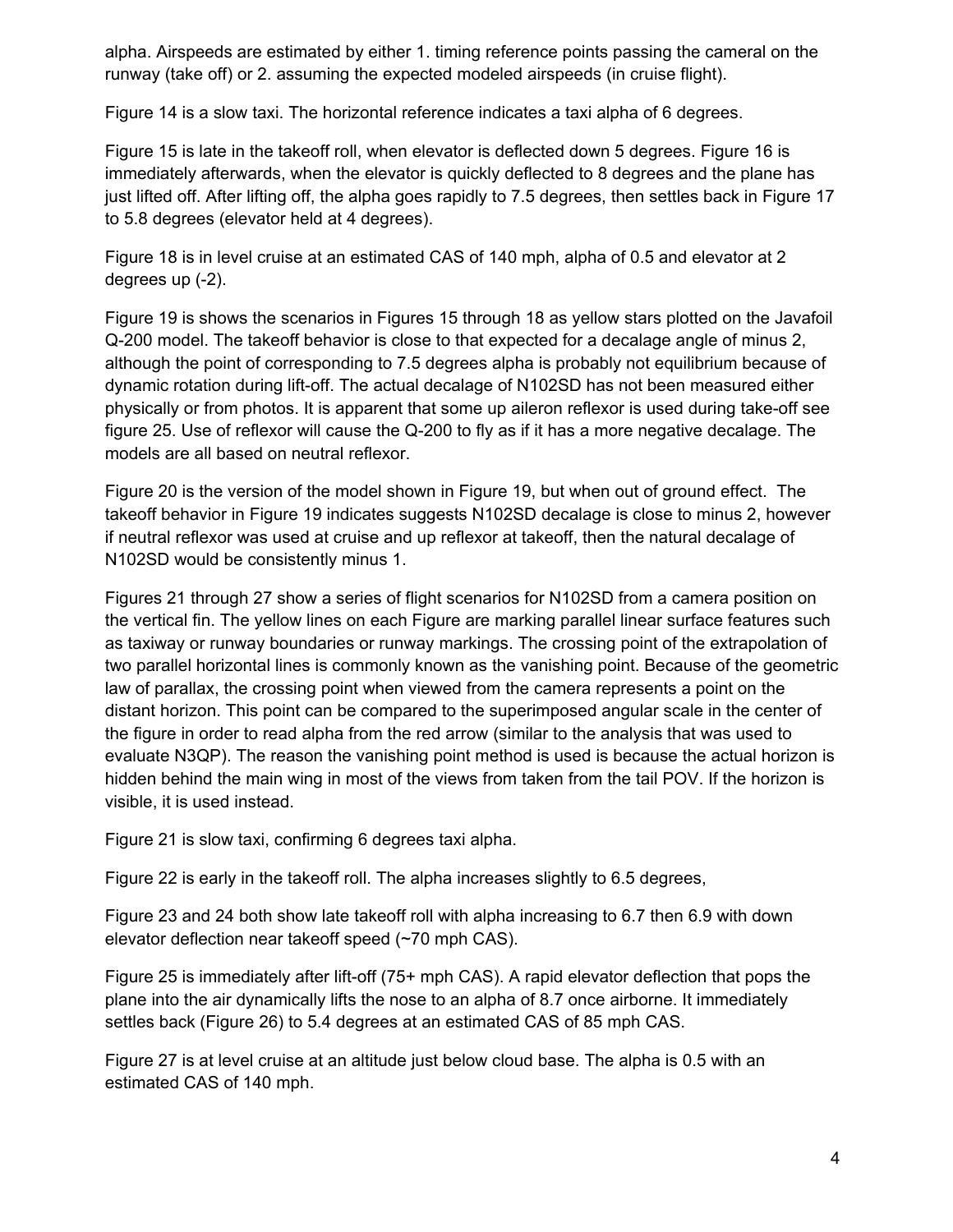alpha. Airspeeds are estimated by either 1. timing reference points passing the cameral on the runway (take off) or 2. assuming the expected modeled airspeeds (in cruise flight).

Figure 14 is a slow taxi. The horizontal reference indicates a taxi alpha of 6 degrees.

Figure 15 is late in the takeoff roll, when elevator is deflected down 5 degrees. Figure 16 is immediately afterwards, when the elevator is quickly deflected to 8 degrees and the plane has just lifted off. After lifting off, the alpha goes rapidly to 7.5 degrees, then settles back in Figure 17 to 5.8 degrees (elevator held at 4 degrees).

Figure 18 is in level cruise at an estimated CAS of 140 mph, alpha of 0.5 and elevator at 2 degrees up (-2).

Figure 19 is shows the scenarios in Figures 15 through 18 as yellow stars plotted on the Javafoil Q-200 model. The takeoff behavior is close to that expected for a decalage angle of minus 2, although the point of corresponding to 7.5 degrees alpha is probably not equilibrium because of dynamic rotation during lift-off. The actual decalage of N102SD has not been measured either physically or from photos. It is apparent that some up aileron reflexor is used during take-off see figure 25. Use of reflexor will cause the Q-200 to fly as if it has a more negative decalage. The models are all based on neutral reflexor.

Figure 20 is the version of the model shown in Figure 19, but when out of ground effect. The takeoff behavior in Figure 19 indicates suggests N102SD decalage is close to minus 2, however if neutral reflexor was used at cruise and up reflexor at takeoff, then the natural decalage of N102SD would be consistently minus 1.

Figures 21 through 27 show a series of flight scenarios for N102SD from a camera position on the vertical fin. The yellow lines on each Figure are marking parallel linear surface features such as taxiway or runway boundaries or runway markings. The crossing point of the extrapolation of two parallel horizontal lines is commonly known as the vanishing point. Because of the geometric law of parallax, the crossing point when viewed from the camera represents a point on the distant horizon. This point can be compared to the superimposed angular scale in the center of the figure in order to read alpha from the red arrow (similar to the analysis that was used to evaluate N3QP). The reason the vanishing point method is used is because the actual horizon is hidden behind the main wing in most of the views from taken from the tail POV. If the horizon is visible, it is used instead.

Figure 21 is slow taxi, confirming 6 degrees taxi alpha.

Figure 22 is early in the takeoff roll. The alpha increases slightly to 6.5 degrees,

Figure 23 and 24 both show late takeoff roll with alpha increasing to 6.7 then 6.9 with down elevator deflection near takeoff speed (~70 mph CAS).

Figure 25 is immediately after lift-off (75+ mph CAS). A rapid elevator deflection that pops the plane into the air dynamically lifts the nose to an alpha of 8.7 once airborne. It immediately settles back (Figure 26) to 5.4 degrees at an estimated CAS of 85 mph CAS.

Figure 27 is at level cruise at an altitude just below cloud base. The alpha is 0.5 with an estimated CAS of 140 mph.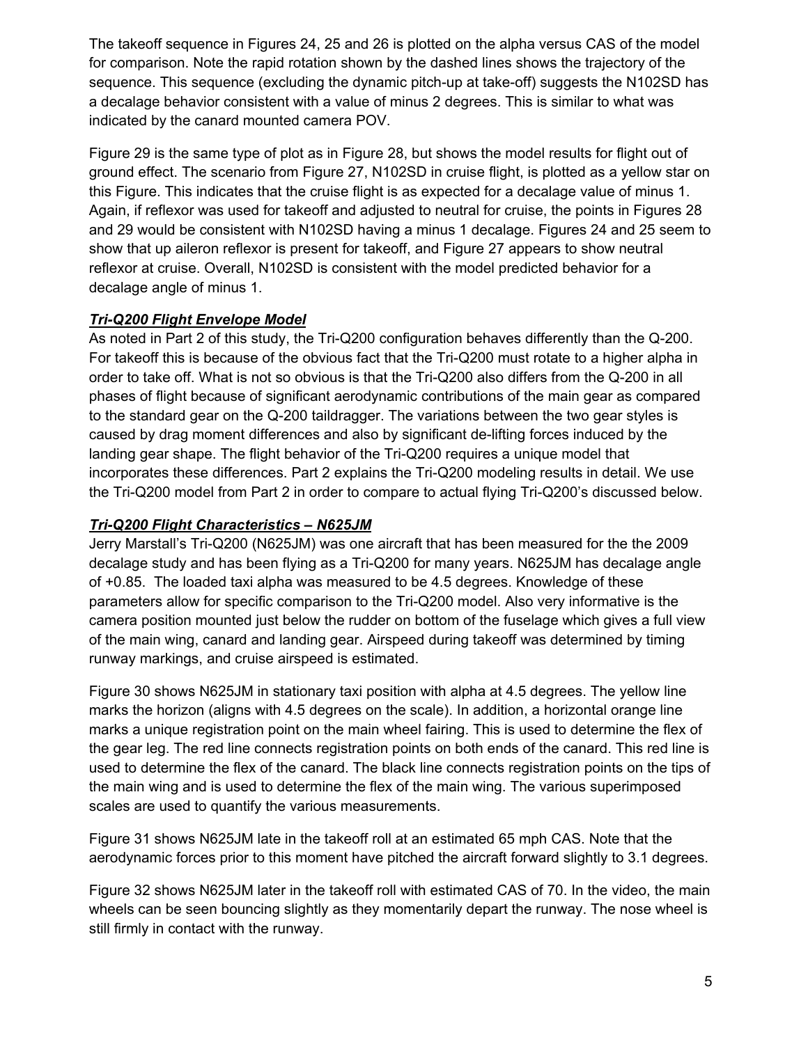The takeoff sequence in Figures 24, 25 and 26 is plotted on the alpha versus CAS of the model for comparison. Note the rapid rotation shown by the dashed lines shows the trajectory of the sequence. This sequence (excluding the dynamic pitch-up at take-off) suggests the N102SD has a decalage behavior consistent with a value of minus 2 degrees. This is similar to what was indicated by the canard mounted camera POV.

Figure 29 is the same type of plot as in Figure 28, but shows the model results for flight out of ground effect. The scenario from Figure 27, N102SD in cruise flight, is plotted as a yellow star on this Figure. This indicates that the cruise flight is as expected for a decalage value of minus 1. Again, if reflexor was used for takeoff and adjusted to neutral for cruise, the points in Figures 28 and 29 would be consistent with N102SD having a minus 1 decalage. Figures 24 and 25 seem to show that up aileron reflexor is present for takeoff, and Figure 27 appears to show neutral reflexor at cruise. Overall, N102SD is consistent with the model predicted behavior for a decalage angle of minus 1.

***Tri-Q200 Flight Envelope Model***

As noted in Part 2 of this study, the Tri-Q200 configuration behaves differently than the Q-200. For takeoff this is because of the obvious fact that the Tri-Q200 must rotate to a higher alpha in order to take off. What is not so obvious is that the Tri-Q200 also differs from the Q-200 in all phases of flight because of significant aerodynamic contributions of the main gear as compared to the standard gear on the Q-200 taildragger. The variations between the two gear styles is caused by drag moment differences and also by significant de-lifting forces induced by the landing gear shape. The flight behavior of the Tri-Q200 requires a unique model that incorporates these differences. Part 2 explains the Tri-Q200 modeling results in detail. We use the Tri-Q200 model from Part 2 in order to compare to actual flying Tri-Q200's discussed below.

***Tri-Q200 Flight Characteristics – N625JM***

Jerry Marstall's Tri-Q200 (N625JM) was one aircraft that has been measured for the the 2009 decalage study and has been flying as a Tri-Q200 for many years. N625JM has decalage angle of +0.85. The loaded taxi alpha was measured to be 4.5 degrees. Knowledge of these parameters allow for specific comparison to the Tri-Q200 model. Also very informative is the camera position mounted just below the rudder on bottom of the fuselage which gives a full view of the main wing, canard and landing gear. Airspeed during takeoff was determined by timing runway markings, and cruise airspeed is estimated.

Figure 30 shows N625JM in stationary taxi position with alpha at 4.5 degrees. The yellow line marks the horizon (aligns with 4.5 degrees on the scale). In addition, a horizontal orange line marks a unique registration point on the main wheel fairing. This is used to determine the flex of the gear leg. The red line connects registration points on both ends of the canard. This red line is used to determine the flex of the canard. The black line connects registration points on the tips of the main wing and is used to determine the flex of the main wing. The various superimposed scales are used to quantify the various measurements.

Figure 31 shows N625JM late in the takeoff roll at an estimated 65 mph CAS. Note that the aerodynamic forces prior to this moment have pitched the aircraft forward slightly to 3.1 degrees.

Figure 32 shows N625JM later in the takeoff roll with estimated CAS of 70. In the video, the main wheels can be seen bouncing slightly as they momentarily depart the runway. The nose wheel is still firmly in contact with the runway.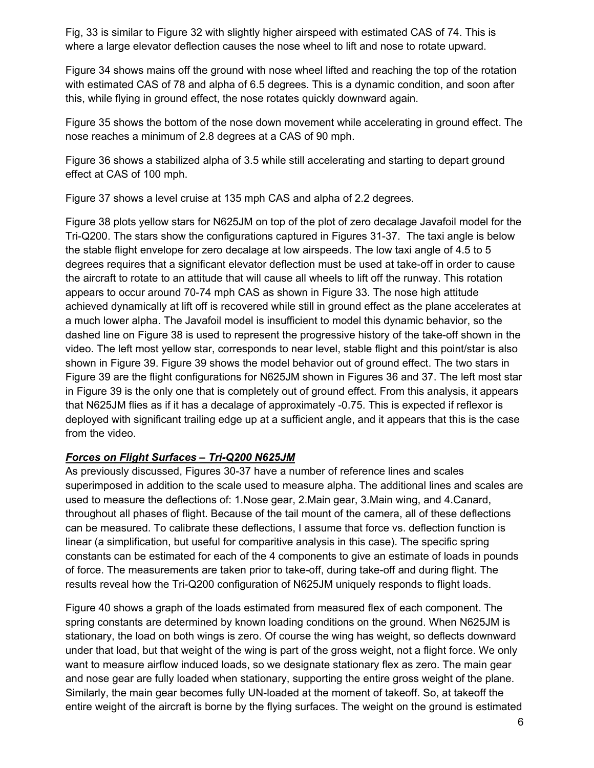Fig, 33 is similar to Figure 32 with slightly higher airspeed with estimated CAS of 74. This is where a large elevator deflection causes the nose wheel to lift and nose to rotate upward.

Figure 34 shows mains off the ground with nose wheel lifted and reaching the top of the rotation with estimated CAS of 78 and alpha of 6.5 degrees. This is a dynamic condition, and soon after this, while flying in ground effect, the nose rotates quickly downward again.

Figure 35 shows the bottom of the nose down movement while accelerating in ground effect. The nose reaches a minimum of 2.8 degrees at a CAS of 90 mph.

Figure 36 shows a stabilized alpha of 3.5 while still accelerating and starting to depart ground effect at CAS of 100 mph.

Figure 37 shows a level cruise at 135 mph CAS and alpha of 2.2 degrees.

Figure 38 plots yellow stars for N625JM on top of the plot of zero decalage Javafoil model for the Tri-Q200. The stars show the configurations captured in Figures 31-37. The taxi angle is below the stable flight envelope for zero decalage at low airspeeds. The low taxi angle of 4.5 to 5 degrees requires that a significant elevator deflection must be used at take-off in order to cause the aircraft to rotate to an attitude that will cause all wheels to lift off the runway. This rotation appears to occur around 70-74 mph CAS as shown in Figure 33. The nose high attitude achieved dynamically at lift off is recovered while still in ground effect as the plane accelerates at a much lower alpha. The Javafoil model is insufficient to model this dynamic behavior, so the dashed line on Figure 38 is used to represent the progressive history of the take-off shown in the video. The left most yellow star, corresponds to near level, stable flight and this point/star is also shown in Figure 39. Figure 39 shows the model behavior out of ground effect. The two stars in Figure 39 are the flight configurations for N625JM shown in Figures 36 and 37. The left most star in Figure 39 is the only one that is completely out of ground effect. From this analysis, it appears that N625JM flies as if it has a decalage of approximately -0.75. This is expected if reflexor is deployed with significant trailing edge up at a sufficient angle, and it appears that this is the case from the video.

***Forces on Flight Surfaces – Tri-Q200 N625JM***

As previously discussed, Figures 30-37 have a number of reference lines and scales superimposed in addition to the scale used to measure alpha. The additional lines and scales are used to measure the deflections of: 1.Nose gear, 2.Main gear, 3.Main wing, and 4.Canard, throughout all phases of flight. Because of the tail mount of the camera, all of these deflections can be measured. To calibrate these deflections, I assume that force vs. deflection function is linear (a simplification, but useful for comparitive analysis in this case). The specific spring constants can be estimated for each of the 4 components to give an estimate of loads in pounds of force. The measurements are taken prior to take-off, during take-off and during flight. The results reveal how the Tri-Q200 configuration of N625JM uniquely responds to flight loads.

Figure 40 shows a graph of the loads estimated from measured flex of each component. The spring constants are determined by known loading conditions on the ground. When N625JM is stationary, the load on both wings is zero. Of course the wing has weight, so deflects downward under that load, but that weight of the wing is part of the gross weight, not a flight force. We only want to measure airflow induced loads, so we designate stationary flex as zero. The main gear and nose gear are fully loaded when stationary, supporting the entire gross weight of the plane. Similarly, the main gear becomes fully UN-loaded at the moment of takeoff. So, at takeoff the entire weight of the aircraft is borne by the flying surfaces. The weight on the ground is estimated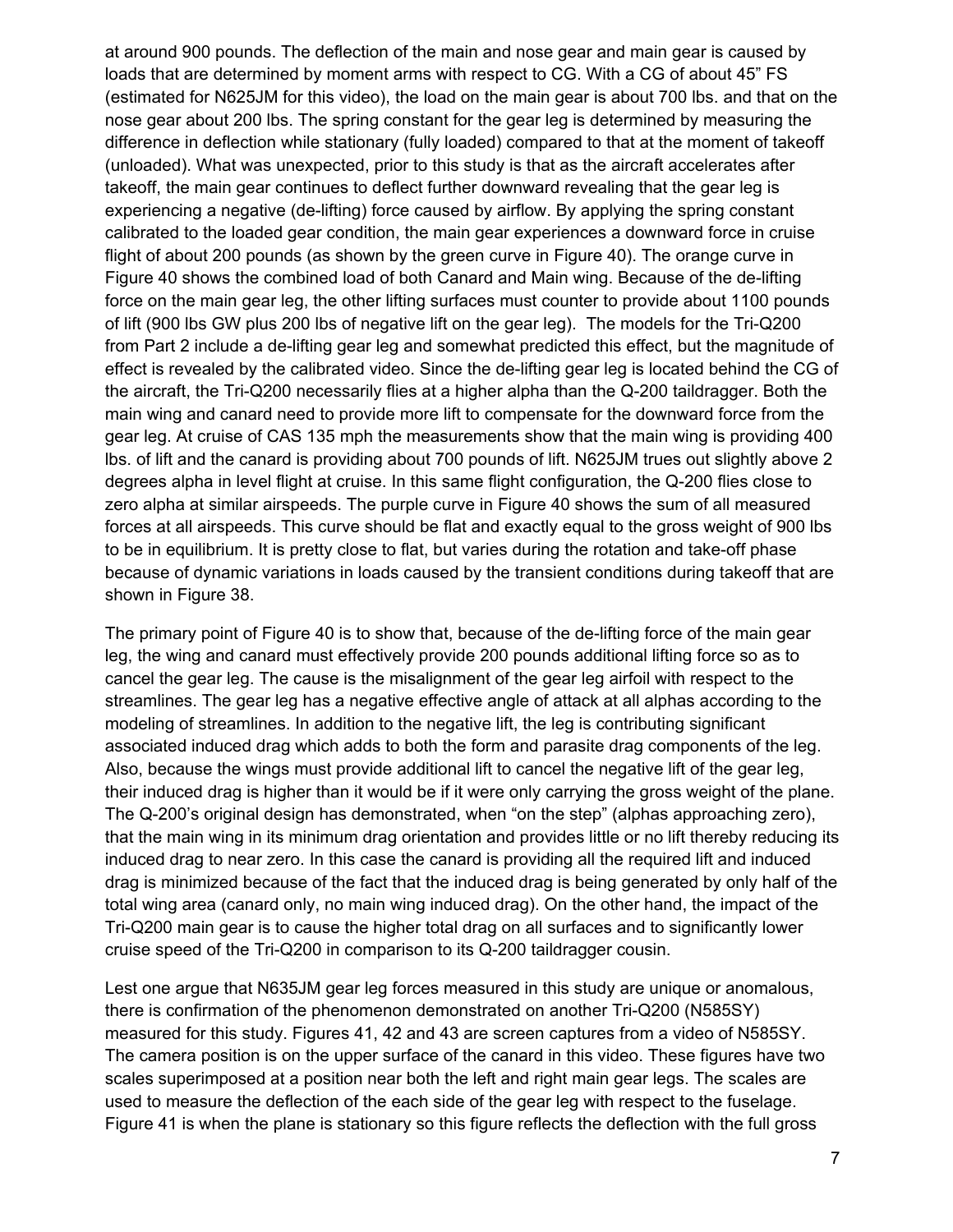at around 900 pounds. The deflection of the main and nose gear and main gear is caused by loads that are determined by moment arms with respect to CG. With a CG of about 45” FS (estimated for N625JM for this video), the load on the main gear is about 700 lbs. and that on the nose gear about 200 lbs. The spring constant for the gear leg is determined by measuring the difference in deflection while stationary (fully loaded) compared to that at the moment of takeoff (unloaded). What was unexpected, prior to this study is that as the aircraft accelerates after takeoff, the main gear continues to deflect further downward revealing that the gear leg is experiencing a negative (de-lifting) force caused by airflow. By applying the spring constant calibrated to the loaded gear condition, the main gear experiences a downward force in cruise flight of about 200 pounds (as shown by the green curve in Figure 40). The orange curve in Figure 40 shows the combined load of both Canard and Main wing. Because of the de-lifting force on the main gear leg, the other lifting surfaces must counter to provide about 1100 pounds of lift (900 lbs GW plus 200 lbs of negative lift on the gear leg). The models for the Tri-Q200 from Part 2 include a de-lifting gear leg and somewhat predicted this effect, but the magnitude of effect is revealed by the calibrated video. Since the de-lifting gear leg is located behind the CG of the aircraft, the Tri-Q200 necessarily flies at a higher alpha than the Q-200 taildragger. Both the main wing and canard need to provide more lift to compensate for the downward force from the gear leg. At cruise of CAS 135 mph the measurements show that the main wing is providing 400 lbs. of lift and the canard is providing about 700 pounds of lift. N625JM trues out slightly above 2 degrees alpha in level flight at cruise. In this same flight configuration, the Q-200 flies close to zero alpha at similar airspeeds. The purple curve in Figure 40 shows the sum of all measured forces at all airspeeds. This curve should be flat and exactly equal to the gross weight of 900 lbs to be in equilibrium. It is pretty close to flat, but varies during the rotation and take-off phase because of dynamic variations in loads caused by the transient conditions during takeoff that are shown in Figure 38.

The primary point of Figure 40 is to show that, because of the de-lifting force of the main gear leg, the wing and canard must effectively provide 200 pounds additional lifting force so as to cancel the gear leg. The cause is the misalignment of the gear leg airfoil with respect to the streamlines. The gear leg has a negative effective angle of attack at all alphas according to the modeling of streamlines. In addition to the negative lift, the leg is contributing significant associated induced drag which adds to both the form and parasite drag components of the leg. Also, because the wings must provide additional lift to cancel the negative lift of the gear leg, their induced drag is higher than it would be if it were only carrying the gross weight of the plane. The Q-200’s original design has demonstrated, when “on the step” (alphas approaching zero), that the main wing in its minimum drag orientation and provides little or no lift thereby reducing its induced drag to near zero. In this case the canard is providing all the required lift and induced drag is minimized because of the fact that the induced drag is being generated by only half of the total wing area (canard only, no main wing induced drag). On the other hand, the impact of the Tri-Q200 main gear is to cause the higher total drag on all surfaces and to significantly lower cruise speed of the Tri-Q200 in comparison to its Q-200 taildragger cousin.

Lest one argue that N635JM gear leg forces measured in this study are unique or anomalous, there is confirmation of the phenomenon demonstrated on another Tri-Q200 (N585SY) measured for this study. Figures 41, 42 and 43 are screen captures from a video of N585SY. The camera position is on the upper surface of the canard in this video. These figures have two scales superimposed at a position near both the left and right main gear legs. The scales are used to measure the deflection of the each side of the gear leg with respect to the fuselage. Figure 41 is when the plane is stationary so this figure reflects the deflection with the full gross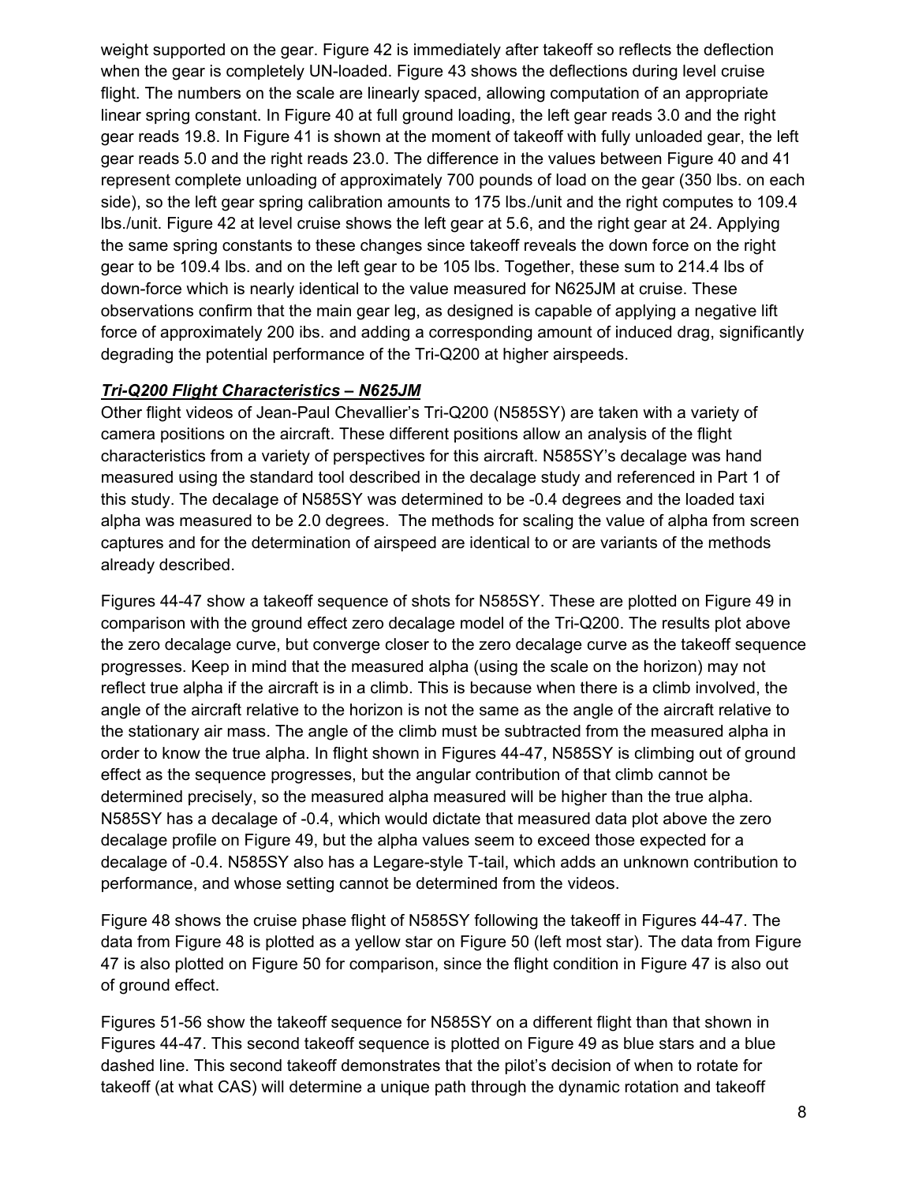weight supported on the gear. Figure 42 is immediately after takeoff so reflects the deflection when the gear is completely UN-loaded. Figure 43 shows the deflections during level cruise flight. The numbers on the scale are linearly spaced, allowing computation of an appropriate linear spring constant. In Figure 40 at full ground loading, the left gear reads 3.0 and the right gear reads 19.8. In Figure 41 is shown at the moment of takeoff with fully unloaded gear, the left gear reads 5.0 and the right reads 23.0. The difference in the values between Figure 40 and 41 represent complete unloading of approximately 700 pounds of load on the gear (350 lbs. on each side), so the left gear spring calibration amounts to 175 lbs./unit and the right computes to 109.4 lbs./unit. Figure 42 at level cruise shows the left gear at 5.6, and the right gear at 24. Applying the same spring constants to these changes since takeoff reveals the down force on the right gear to be 109.4 lbs. and on the left gear to be 105 lbs. Together, these sum to 214.4 lbs of down-force which is nearly identical to the value measured for N625JM at cruise. These observations confirm that the main gear leg, as designed is capable of applying a negative lift force of approximately 200 ibs. and adding a corresponding amount of induced drag, significantly degrading the potential performance of the Tri-Q200 at higher airspeeds.

***Tri-Q200 Flight Characteristics – N625JM***

Other flight videos of Jean-Paul Chevallier's Tri-Q200 (N585SY) are taken with a variety of camera positions on the aircraft. These different positions allow an analysis of the flight characteristics from a variety of perspectives for this aircraft. N585SY's decalage was hand measured using the standard tool described in the decalage study and referenced in Part 1 of this study. The decalage of N585SY was determined to be -0.4 degrees and the loaded taxi alpha was measured to be 2.0 degrees. The methods for scaling the value of alpha from screen captures and for the determination of airspeed are identical to or are variants of the methods already described.

Figures 44-47 show a takeoff sequence of shots for N585SY. These are plotted on Figure 49 in comparison with the ground effect zero decalage model of the Tri-Q200. The results plot above the zero decalage curve, but converge closer to the zero decalage curve as the takeoff sequence progresses. Keep in mind that the measured alpha (using the scale on the horizon) may not reflect true alpha if the aircraft is in a climb. This is because when there is a climb involved, the angle of the aircraft relative to the horizon is not the same as the angle of the aircraft relative to the stationary air mass. The angle of the climb must be subtracted from the measured alpha in order to know the true alpha. In flight shown in Figures 44-47, N585SY is climbing out of ground effect as the sequence progresses, but the angular contribution of that climb cannot be determined precisely, so the measured alpha measured will be higher than the true alpha. N585SY has a decalage of -0.4, which would dictate that measured data plot above the zero decalage profile on Figure 49, but the alpha values seem to exceed those expected for a decalage of -0.4. N585SY also has a Legare-style T-tail, which adds an unknown contribution to performance, and whose setting cannot be determined from the videos.

Figure 48 shows the cruise phase flight of N585SY following the takeoff in Figures 44-47. The data from Figure 48 is plotted as a yellow star on Figure 50 (left most star). The data from Figure 47 is also plotted on Figure 50 for comparison, since the flight condition in Figure 47 is also out of ground effect.

Figures 51-56 show the takeoff sequence for N585SY on a different flight than that shown in Figures 44-47. This second takeoff sequence is plotted on Figure 49 as blue stars and a blue dashed line. This second takeoff demonstrates that the pilot's decision of when to rotate for takeoff (at what CAS) will determine a unique path through the dynamic rotation and takeoff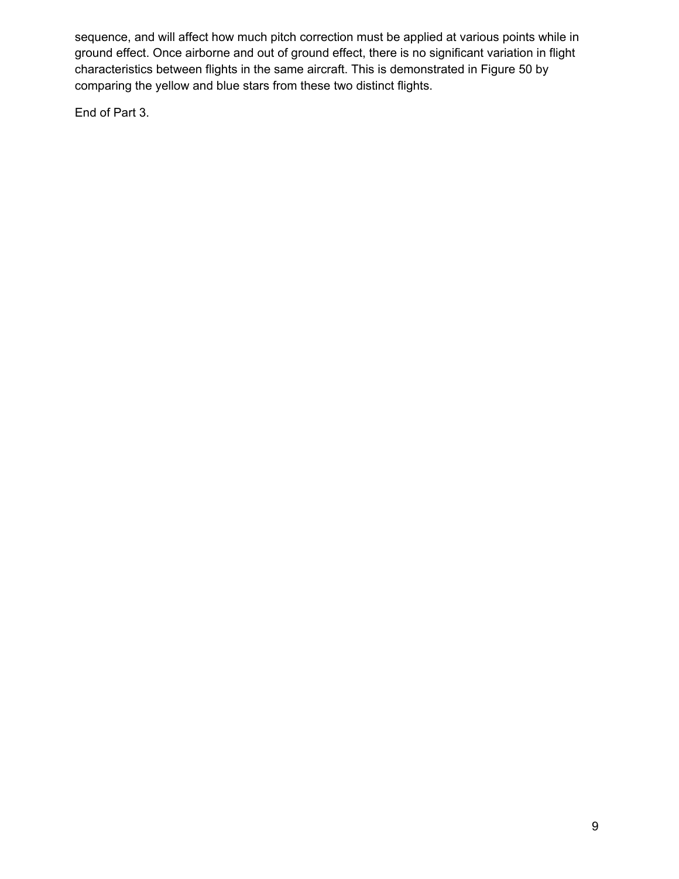sequence, and will affect how much pitch correction must be applied at various points while in ground effect. Once airborne and out of ground effect, there is no significant variation in flight characteristics between flights in the same aircraft. This is demonstrated in Figure 50 by comparing the yellow and blue stars from these two distinct flights.

End of Part 3.